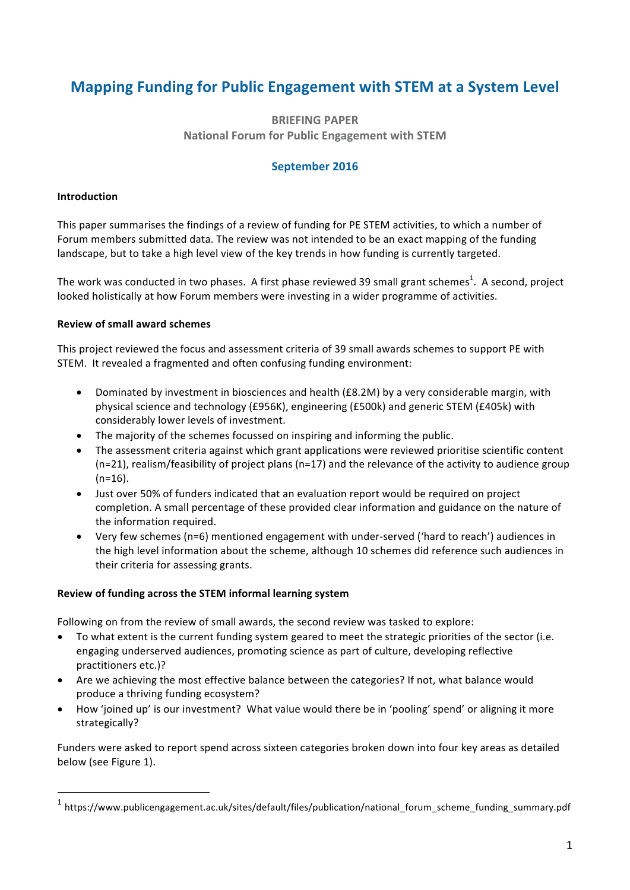# Mapping Funding for Public Engagement with STEM at a System Level

**BRIEFING PAPER**

**National Forum for Public Engagement with STEM**

**September 2016**

**Introduction**

This paper summarises the findings of a review of funding for PE STEM activities, to which a number of Forum members submitted data. The review was not intended to be an exact mapping of the funding landscape, but to take a high level view of the key trends in how funding is currently targeted.

The work was conducted in two phases. A first phase reviewed 39 small grant schemes[1]. A second, project looked holistically at how Forum members were investing in a wider programme of activities.

**Review of small award schemes**

This project reviewed the focus and assessment criteria of 39 small awards schemes to support PE with STEM. It revealed a fragmented and often confusing funding environment:

- Dominated by investment in biosciences and health (£8.2M) by a very considerable margin, with physical science and technology (£956K), engineering (£500k) and generic STEM (£405k) with considerably lower levels of investment.
- The majority of the schemes focussed on inspiring and informing the public.
- The assessment criteria against which grant applications were reviewed prioritise scientific content (n=21), realism/feasibility of project plans (n=17) and the relevance of the activity to audience group (n=16).
- Just over 50% of funders indicated that an evaluation report would be required on project completion. A small percentage of these provided clear information and guidance on the nature of the information required.
- Very few schemes (n=6) mentioned engagement with under-served ('hard to reach') audiences in the high level information about the scheme, although 10 schemes did reference such audiences in their criteria for assessing grants.

**Review of funding across the STEM informal learning system**

Following on from the review of small awards, the second review was tasked to explore:

- To what extent is the current funding system geared to meet the strategic priorities of the sector (i.e. engaging underserved audiences, promoting science as part of culture, developing reflective practitioners etc.)?
- Are we achieving the most effective balance between the categories? If not, what balance would produce a thriving funding ecosystem?
- How 'joined up' is our investment? What value would there be in 'pooling' spend' or aligning it more strategically?

Funders were asked to report spend across sixteen categories broken down into four key areas as detailed below (see Figure 1).

[1] https://www.publicengagement.ac.uk/sites/default/files/publication/national_forum_scheme_funding_summary.pdf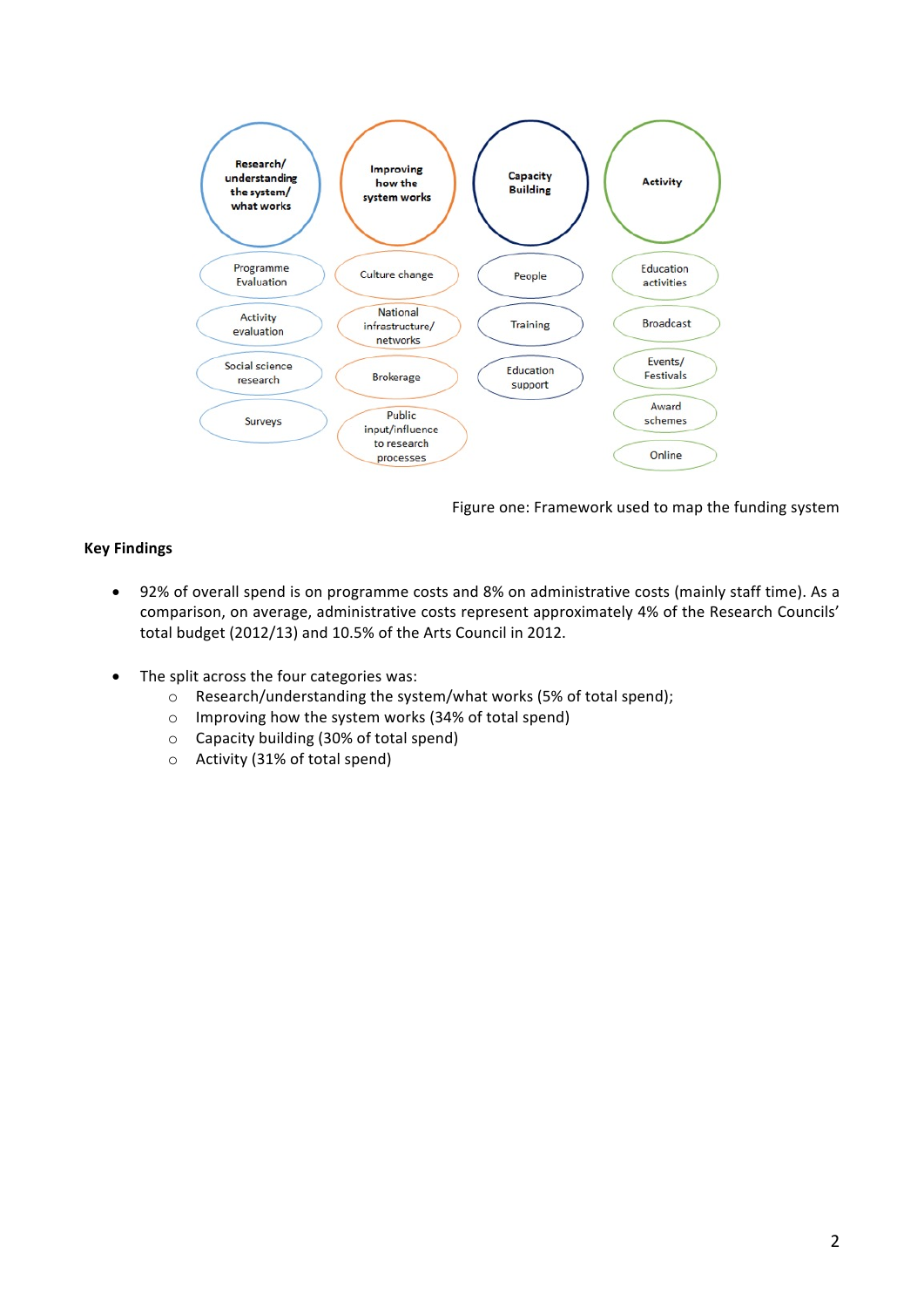Research/ understanding the system/ what works

Programme Evaluation

Activity evaluation

Social science research

Surveys

Improving how the system works

Culture change

National infrastructure/ networks

Brokerage

Public input/influence to research processes

Capacity Building

People

Training

Education support

Activity

Education activities

Broadcast

Events/ Festivals

Award schemes

Online

Figure one: Framework used to map the funding system

**Key Findings**

- 92% of overall spend is on programme costs and 8% on administrative costs (mainly staff time). As a comparison, on average, administrative costs represent approximately 4% of the Research Councils' total budget (2012/13) and 10.5% of the Arts Council in 2012.

- The split across the four categories was:
  - Research/understanding the system/what works (5% of total spend);
  - Improving how the system works (34% of total spend)
  - Capacity building (30% of total spend)
  - Activity (31% of total spend)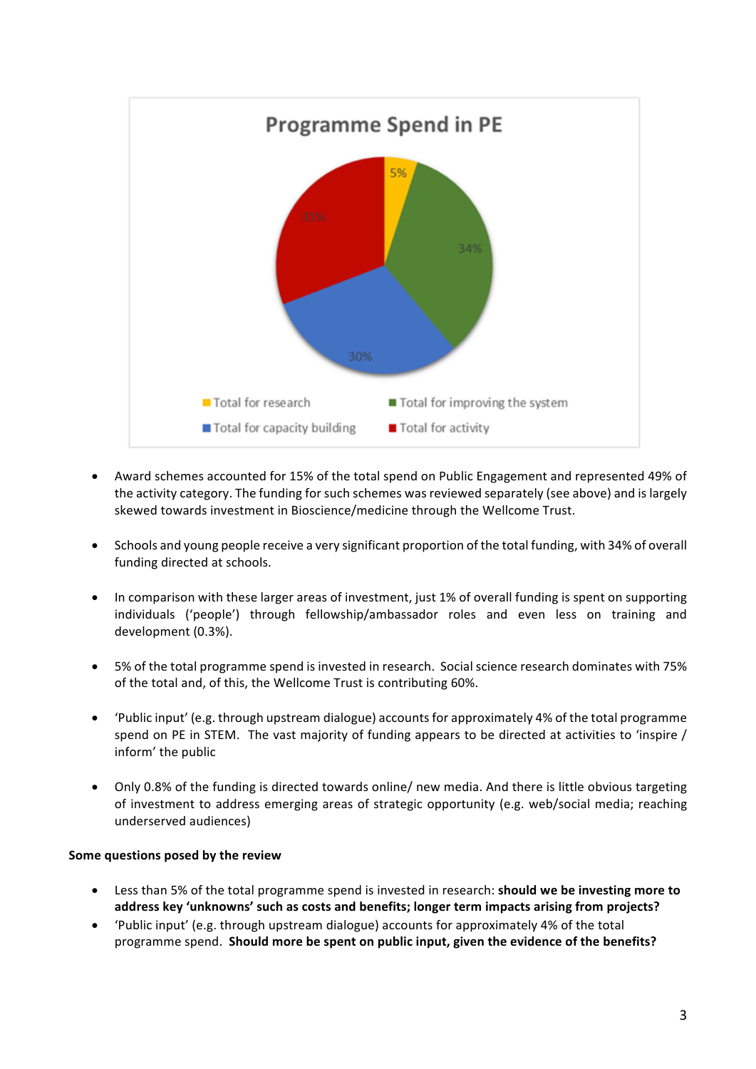Programme Spend in PE

5%

34%

30%

31%

Total for research

Total for improving the system

Total for capacity building

Total for activity

- Award schemes accounted for 15% of the total spend on Public Engagement and represented 49% of the activity category. The funding for such schemes was reviewed separately (see above) and is largely skewed towards investment in Bioscience/medicine through the Wellcome Trust.

- Schools and young people receive a very significant proportion of the total funding, with 34% of overall funding directed at schools.

- In comparison with these larger areas of investment, just 1% of overall funding is spent on supporting individuals ('people') through fellowship/ambassador roles and even less on training and development (0.3%).

- 5% of the total programme spend is invested in research. Social science research dominates with 75% of the total and, of this, the Wellcome Trust is contributing 60%.

- 'Public input' (e.g. through upstream dialogue) accounts for approximately 4% of the total programme spend on PE in STEM. The vast majority of funding appears to be directed at activities to 'inspire / inform' the public

- Only 0.8% of the funding is directed towards online/ new media. And there is little obvious targeting of investment to address emerging areas of strategic opportunity (e.g. web/social media; reaching underserved audiences)

**Some questions posed by the review**

- Less than 5% of the total programme spend is invested in research: **should we be investing more to address key 'unknowns' such as costs and benefits; longer term impacts arising from projects?**
- 'Public input' (e.g. through upstream dialogue) accounts for approximately 4% of the total programme spend. **Should more be spent on public input, given the evidence of the benefits?**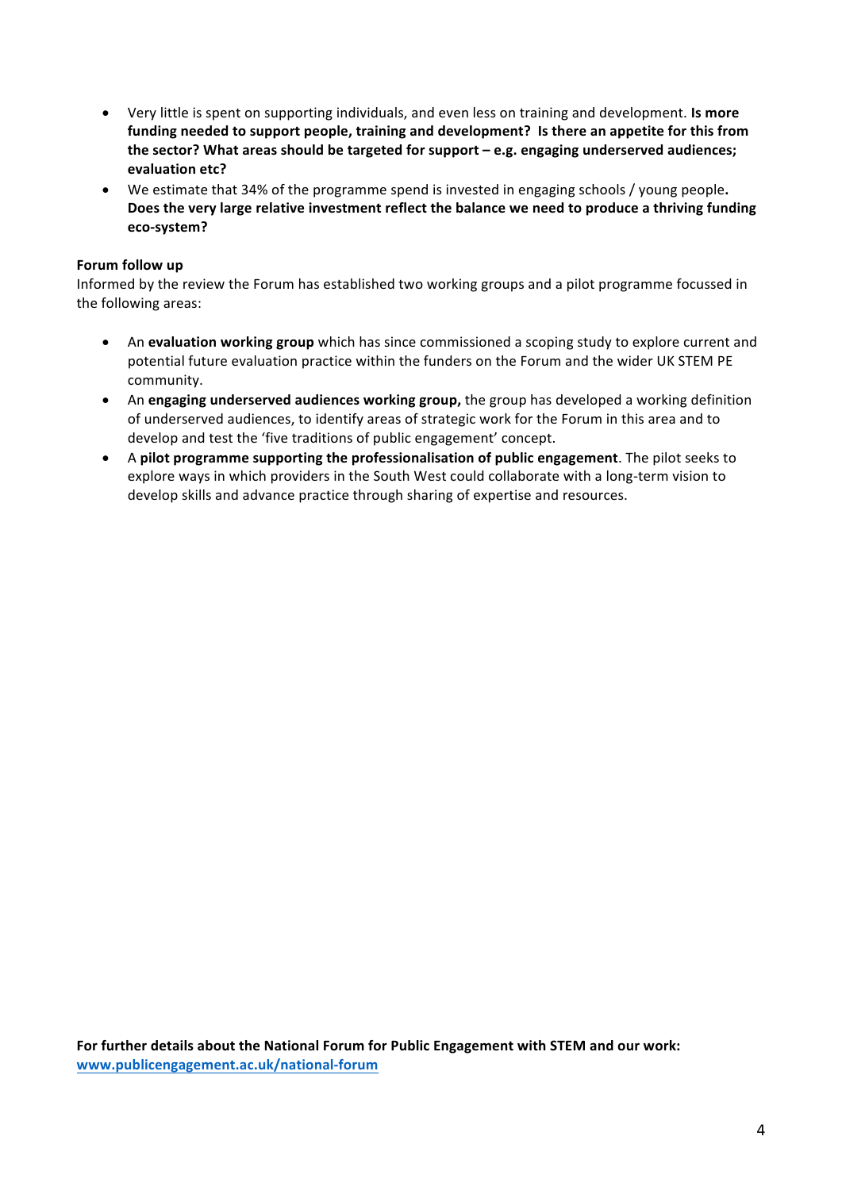- Very little is spent on supporting individuals, and even less on training and development. **Is more funding needed to support people, training and development? Is there an appetite for this from the sector? What areas should be targeted for support – e.g. engaging underserved audiences; evaluation etc?**
- We estimate that 34% of the programme spend is invested in engaging schools / young people**. Does the very large relative investment reflect the balance we need to produce a thriving funding eco-system?**

**Forum follow up**

Informed by the review the Forum has established two working groups and a pilot programme focussed in the following areas:

- An **evaluation working group** which has since commissioned a scoping study to explore current and potential future evaluation practice within the funders on the Forum and the wider UK STEM PE community.
- An **engaging underserved audiences working group,** the group has developed a working definition of underserved audiences, to identify areas of strategic work for the Forum in this area and to develop and test the 'five traditions of public engagement' concept.
- A **pilot programme supporting the professionalisation of public engagement**. The pilot seeks to explore ways in which providers in the South West could collaborate with a long-term vision to develop skills and advance practice through sharing of expertise and resources.

**For further details about the National Forum for Public Engagement with STEM and our work:**
**[www.publicengagement.ac.uk/national-forum](http://www.publicengagement.ac.uk/national-forum)**